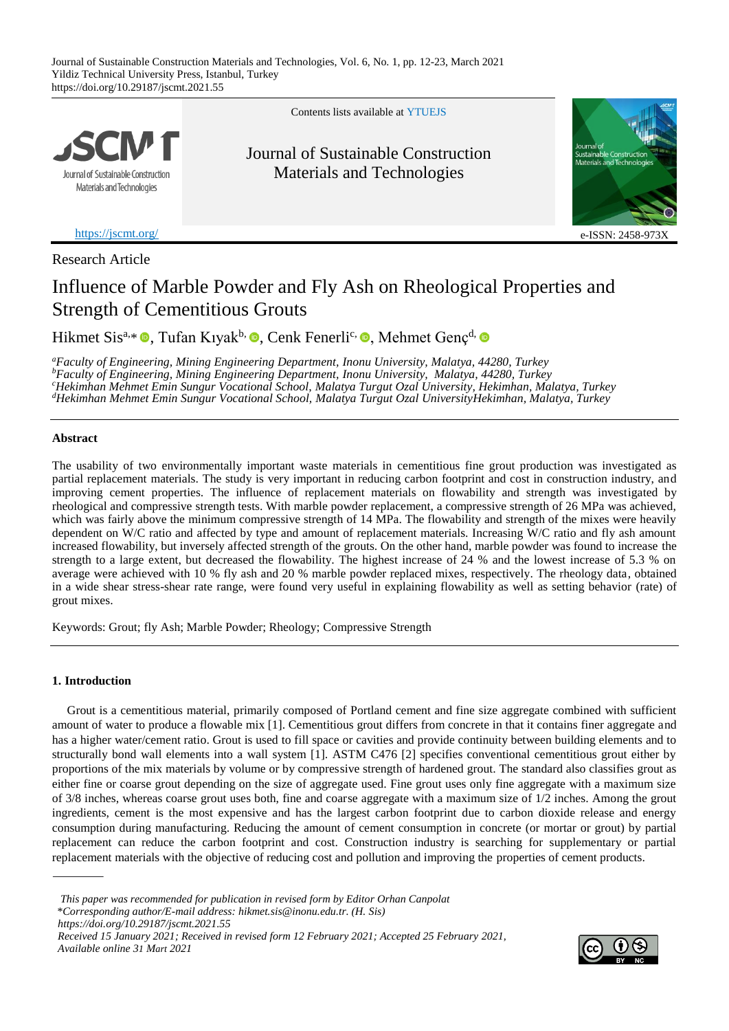Research Article

# Influence of Marble Powder and Fly Ash on Rheological Properties and Strength of Cementitious Grouts

Hikmet Sis[a,*], Tufan Kıyak[b], Cenk Fenerli[c], Mehmet Genç[d]

[a]*Faculty of Engineering, Mining Engineering Department, Inonu University, Malatya, 44280, Turkey*
[b]*Faculty of Engineering, Mining Engineering Department, Inonu University, Malatya, 44280, Turkey*
[c]*Hekimhan Mehmet Emin Sungur Vocational School, Malatya Turgut Ozal University, Hekimhan, Malatya, Turkey*
[d]*Hekimhan Mehmet Emin Sungur Vocational School, Malatya Turgut Ozal UniversityHekimhan, Malatya, Turkey*

## Abstract

The usability of two environmentally important waste materials in cementitious fine grout production was investigated as partial replacement materials. The study is very important in reducing carbon footprint and cost in construction industry, and improving cement properties. The influence of replacement materials on flowability and strength was investigated by rheological and compressive strength tests. With marble powder replacement, a compressive strength of 26 MPa was achieved, which was fairly above the minimum compressive strength of 14 MPa. The flowability and strength of the mixes were heavily dependent on W/C ratio and affected by type and amount of replacement materials. Increasing W/C ratio and fly ash amount increased flowability, but inversely affected strength of the grouts. On the other hand, marble powder was found to increase the strength to a large extent, but decreased the flowability. The highest increase of 24 % and the lowest increase of 5.3 % on average were achieved with 10 % fly ash and 20 % marble powder replaced mixes, respectively. The rheology data, obtained in a wide shear stress-shear rate range, were found very useful in explaining flowability as well as setting behavior (rate) of grout mixes.

Keywords: Grout; fly Ash; Marble Powder; Rheology; Compressive Strength

## 1. Introduction

Grout is a cementitious material, primarily composed of Portland cement and fine size aggregate combined with sufficient amount of water to produce a flowable mix [1]. Cementitious grout differs from concrete in that it contains finer aggregate and has a higher water/cement ratio. Grout is used to fill space or cavities and provide continuity between building elements and to structurally bond wall elements into a wall system [1]. ASTM C476 [2] specifies conventional cementitious grout either by proportions of the mix materials by volume or by compressive strength of hardened grout. The standard also classifies grout as either fine or coarse grout depending on the size of aggregate used. Fine grout uses only fine aggregate with a maximum size of 3/8 inches, whereas coarse grout uses both, fine and coarse aggregate with a maximum size of 1/2 inches. Among the grout ingredients, cement is the most expensive and has the largest carbon footprint due to carbon dioxide release and energy consumption during manufacturing. Reducing the amount of cement consumption in concrete (or mortar or grout) by partial replacement can reduce the carbon footprint and cost. Construction industry is searching for supplementary or partial replacement materials with the objective of reducing cost and pollution and improving the properties of cement products.

*This paper was recommended for publication in revised form by Editor Orhan Canpolat*
*\*Corresponding author/E-mail address: hikmet.sis@inonu.edu.tr. (H. Sis)*
*https://doi.org/10.29187/jscmt.2021.55*
*Received 15 January 2021; Received in revised form 12 February 2021; Accepted 25 February 2021, Available online 31 Mart 2021*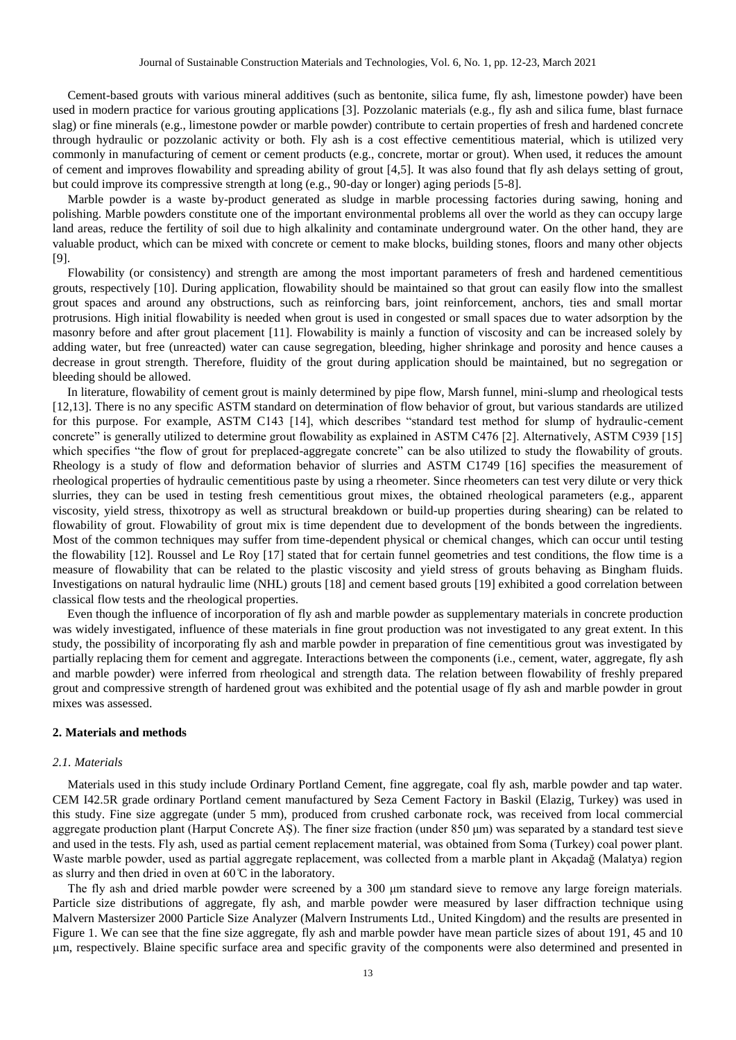Cement-based grouts with various mineral additives (such as bentonite, silica fume, fly ash, limestone powder) have been used in modern practice for various grouting applications [3]. Pozzolanic materials (e.g., fly ash and silica fume, blast furnace slag) or fine minerals (e.g., limestone powder or marble powder) contribute to certain properties of fresh and hardened concrete through hydraulic or pozzolanic activity or both. Fly ash is a cost effective cementitious material, which is utilized very commonly in manufacturing of cement or cement products (e.g., concrete, mortar or grout). When used, it reduces the amount of cement and improves flowability and spreading ability of grout [4,5]. It was also found that fly ash delays setting of grout, but could improve its compressive strength at long (e.g., 90-day or longer) aging periods [5-8].

Marble powder is a waste by-product generated as sludge in marble processing factories during sawing, honing and polishing. Marble powders constitute one of the important environmental problems all over the world as they can occupy large land areas, reduce the fertility of soil due to high alkalinity and contaminate underground water. On the other hand, they are valuable product, which can be mixed with concrete or cement to make blocks, building stones, floors and many other objects [9].

Flowability (or consistency) and strength are among the most important parameters of fresh and hardened cementitious grouts, respectively [10]. During application, flowability should be maintained so that grout can easily flow into the smallest grout spaces and around any obstructions, such as reinforcing bars, joint reinforcement, anchors, ties and small mortar protrusions. High initial flowability is needed when grout is used in congested or small spaces due to water adsorption by the masonry before and after grout placement [11]. Flowability is mainly a function of viscosity and can be increased solely by adding water, but free (unreacted) water can cause segregation, bleeding, higher shrinkage and porosity and hence causes a decrease in grout strength. Therefore, fluidity of the grout during application should be maintained, but no segregation or bleeding should be allowed.

In literature, flowability of cement grout is mainly determined by pipe flow, Marsh funnel, mini-slump and rheological tests [12,13]. There is no any specific ASTM standard on determination of flow behavior of grout, but various standards are utilized for this purpose. For example, ASTM C143 [14], which describes "standard test method for slump of hydraulic-cement concrete" is generally utilized to determine grout flowability as explained in ASTM C476 [2]. Alternatively, ASTM C939 [15] which specifies "the flow of grout for preplaced-aggregate concrete" can be also utilized to study the flowability of grouts. Rheology is a study of flow and deformation behavior of slurries and ASTM C1749 [16] specifies the measurement of rheological properties of hydraulic cementitious paste by using a rheometer. Since rheometers can test very dilute or very thick slurries, they can be used in testing fresh cementitious grout mixes, the obtained rheological parameters (e.g., apparent viscosity, yield stress, thixotropy as well as structural breakdown or build-up properties during shearing) can be related to flowability of grout. Flowability of grout mix is time dependent due to development of the bonds between the ingredients. Most of the common techniques may suffer from time-dependent physical or chemical changes, which can occur until testing the flowability [12]. Roussel and Le Roy [17] stated that for certain funnel geometries and test conditions, the flow time is a measure of flowability that can be related to the plastic viscosity and yield stress of grouts behaving as Bingham fluids. Investigations on natural hydraulic lime (NHL) grouts [18] and cement based grouts [19] exhibited a good correlation between classical flow tests and the rheological properties.

Even though the influence of incorporation of fly ash and marble powder as supplementary materials in concrete production was widely investigated, influence of these materials in fine grout production was not investigated to any great extent. In this study, the possibility of incorporating fly ash and marble powder in preparation of fine cementitious grout was investigated by partially replacing them for cement and aggregate. Interactions between the components (i.e., cement, water, aggregate, fly ash and marble powder) were inferred from rheological and strength data. The relation between flowability of freshly prepared grout and compressive strength of hardened grout was exhibited and the potential usage of fly ash and marble powder in grout mixes was assessed.

## 2. Materials and methods

### *2.1. Materials*

Materials used in this study include Ordinary Portland Cement, fine aggregate, coal fly ash, marble powder and tap water. CEM I42.5R grade ordinary Portland cement manufactured by Seza Cement Factory in Baskil (Elazig, Turkey) was used in this study. Fine size aggregate (under 5 mm), produced from crushed carbonate rock, was received from local commercial aggregate production plant (Harput Concrete AŞ). The finer size fraction (under 850 μm) was separated by a standard test sieve and used in the tests. Fly ash, used as partial cement replacement material, was obtained from Soma (Turkey) coal power plant. Waste marble powder, used as partial aggregate replacement, was collected from a marble plant in Akçadağ (Malatya) region as slurry and then dried in oven at 60℃ in the laboratory.

The fly ash and dried marble powder were screened by a 300 μm standard sieve to remove any large foreign materials. Particle size distributions of aggregate, fly ash, and marble powder were measured by laser diffraction technique using Malvern Mastersizer 2000 Particle Size Analyzer (Malvern Instruments Ltd., United Kingdom) and the results are presented in Figure 1. We can see that the fine size aggregate, fly ash and marble powder have mean particle sizes of about 191, 45 and 10 μm, respectively. Blaine specific surface area and specific gravity of the components were also determined and presented in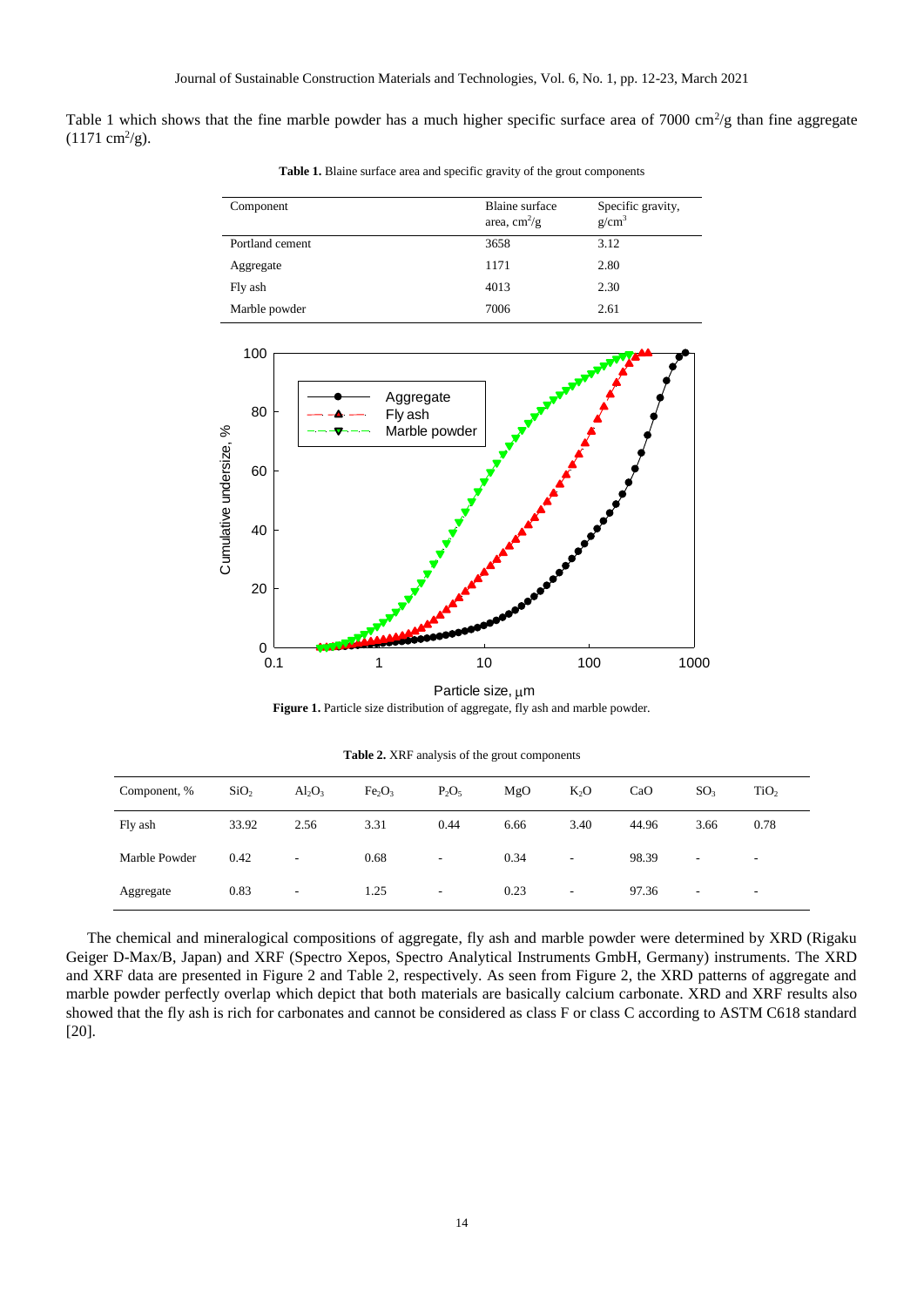Table 1 which shows that the fine marble powder has a much higher specific surface area of 7000 $cm^2/g$ than fine aggregate (1171 $cm^2/g$).

**Table 1.** Blaine surface area and specific gravity of the grout components

| Component | Blaine surface area, $cm^2/g$ | Specific gravity, $g/cm^3$ |
|---|---|---|
| Portland cement | 3658 | 3.12 |
| Aggregate | 1171 | 2.80 |
| Fly ash | 4013 | 2.30 |
| Marble powder | 7006 | 2.61 |

**Figure 1.** Particle size distribution of aggregate, fly ash and marble powder.

**Table 2.** XRF analysis of the grout components

| Component, % | $SiO_2$ | $Al_2O_3$ | $Fe_2O_3$ | $P_2O_5$ | MgO | $K_2O$ | CaO | $SO_3$ | $TiO_2$ |
|---|---|---|---|---|---|---|---|---|---|
| Fly ash | 33.92 | 2.56 | 3.31 | 0.44 | 6.66 | 3.40 | 44.96 | 3.66 | 0.78 |
| Marble Powder | 0.42 | - | 0.68 | - | 0.34 | - | 98.39 | - | - |
| Aggregate | 0.83 | - | 1.25 | - | 0.23 | - | 97.36 | - | - |

The chemical and mineralogical compositions of aggregate, fly ash and marble powder were determined by XRD (Rigaku Geiger D-Max/B, Japan) and XRF (Spectro Xepos, Spectro Analytical Instruments GmbH, Germany) instruments. The XRD and XRF data are presented in Figure 2 and Table 2, respectively. As seen from Figure 2, the XRD patterns of aggregate and marble powder perfectly overlap which depict that both materials are basically calcium carbonate. XRD and XRF results also showed that the fly ash is rich for carbonates and cannot be considered as class F or class C according to ASTM C618 standard [20].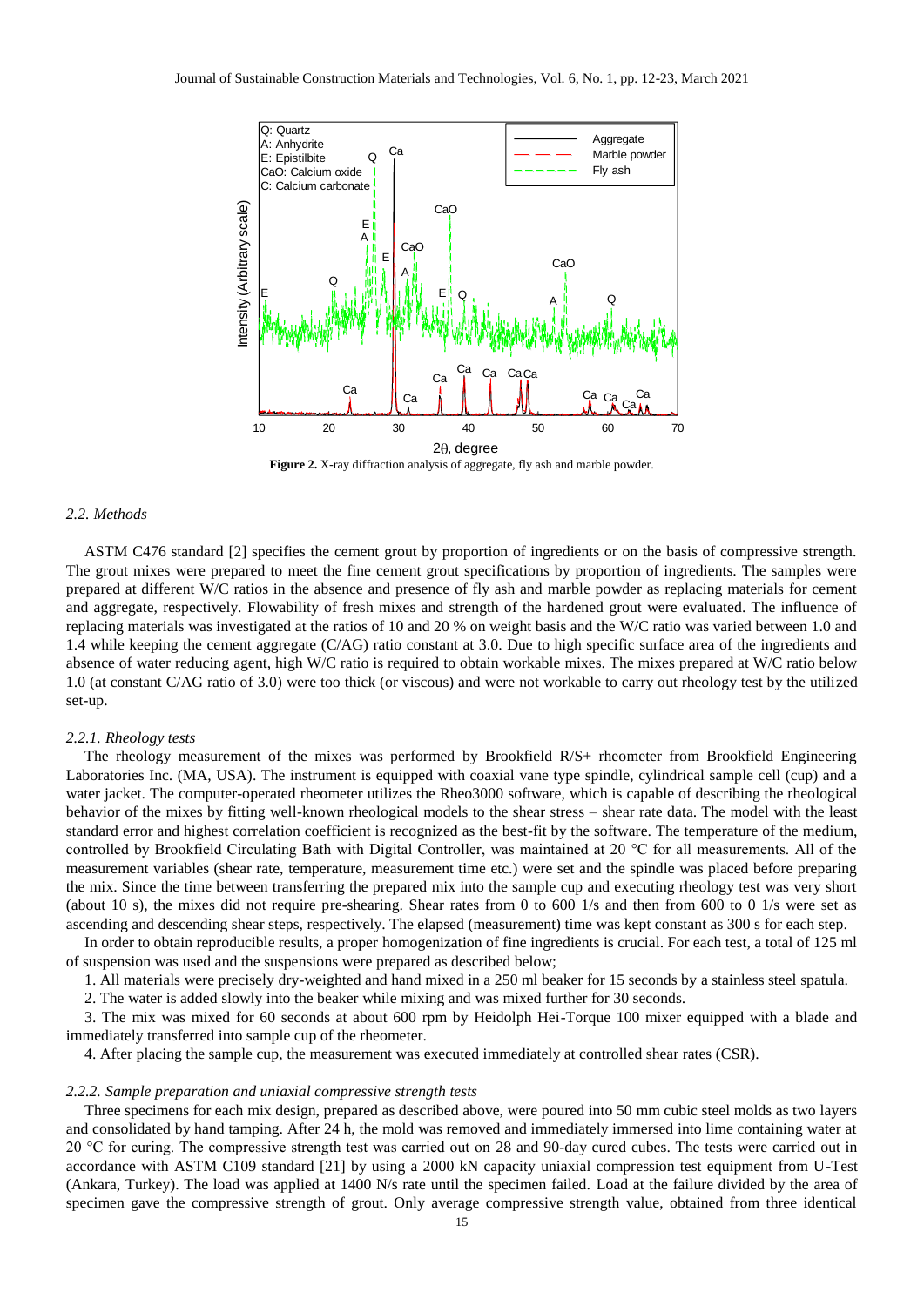**Figure 2.** X-ray diffraction analysis of aggregate, fly ash and marble powder.

### *2.2. Methods*

ASTM C476 standard [2] specifies the cement grout by proportion of ingredients or on the basis of compressive strength. The grout mixes were prepared to meet the fine cement grout specifications by proportion of ingredients. The samples were prepared at different W/C ratios in the absence and presence of fly ash and marble powder as replacing materials for cement and aggregate, respectively. Flowability of fresh mixes and strength of the hardened grout were evaluated. The influence of replacing materials was investigated at the ratios of 10 and 20 % on weight basis and the W/C ratio was varied between 1.0 and 1.4 while keeping the cement aggregate (C/AG) ratio constant at 3.0. Due to high specific surface area of the ingredients and absence of water reducing agent, high W/C ratio is required to obtain workable mixes. The mixes prepared at W/C ratio below 1.0 (at constant C/AG ratio of 3.0) were too thick (or viscous) and were not workable to carry out rheology test by the utilized set-up.

#### *2.2.1. Rheology tests*

The rheology measurement of the mixes was performed by Brookfield R/S+ rheometer from Brookfield Engineering Laboratories Inc. (MA, USA). The instrument is equipped with coaxial vane type spindle, cylindrical sample cell (cup) and a water jacket. The computer-operated rheometer utilizes the Rheo3000 software, which is capable of describing the rheological behavior of the mixes by fitting well-known rheological models to the shear stress – shear rate data. The model with the least standard error and highest correlation coefficient is recognized as the best-fit by the software. The temperature of the medium, controlled by Brookfield Circulating Bath with Digital Controller, was maintained at 20 °C for all measurements. All of the measurement variables (shear rate, temperature, measurement time etc.) were set and the spindle was placed before preparing the mix. Since the time between transferring the prepared mix into the sample cup and executing rheology test was very short (about 10 s), the mixes did not require pre-shearing. Shear rates from 0 to 600 1/s and then from 600 to 0 1/s were set as ascending and descending shear steps, respectively. The elapsed (measurement) time was kept constant as 300 s for each step.

In order to obtain reproducible results, a proper homogenization of fine ingredients is crucial. For each test, a total of 125 ml of suspension was used and the suspensions were prepared as described below;

1. All materials were precisely dry-weighted and hand mixed in a 250 ml beaker for 15 seconds by a stainless steel spatula.
2. The water is added slowly into the beaker while mixing and was mixed further for 30 seconds.
3. The mix was mixed for 60 seconds at about 600 rpm by Heidolph Hei-Torque 100 mixer equipped with a blade and immediately transferred into sample cup of the rheometer.
4. After placing the sample cup, the measurement was executed immediately at controlled shear rates (CSR).

#### *2.2.2. Sample preparation and uniaxial compressive strength tests*

Three specimens for each mix design, prepared as described above, were poured into 50 mm cubic steel molds as two layers and consolidated by hand tamping. After 24 h, the mold was removed and immediately immersed into lime containing water at 20 °C for curing. The compressive strength test was carried out on 28 and 90-day cured cubes. The tests were carried out in accordance with ASTM C109 standard [21] by using a 2000 kN capacity uniaxial compression test equipment from U-Test (Ankara, Turkey). The load was applied at 1400 N/s rate until the specimen failed. Load at the failure divided by the area of specimen gave the compressive strength of grout. Only average compressive strength value, obtained from three identical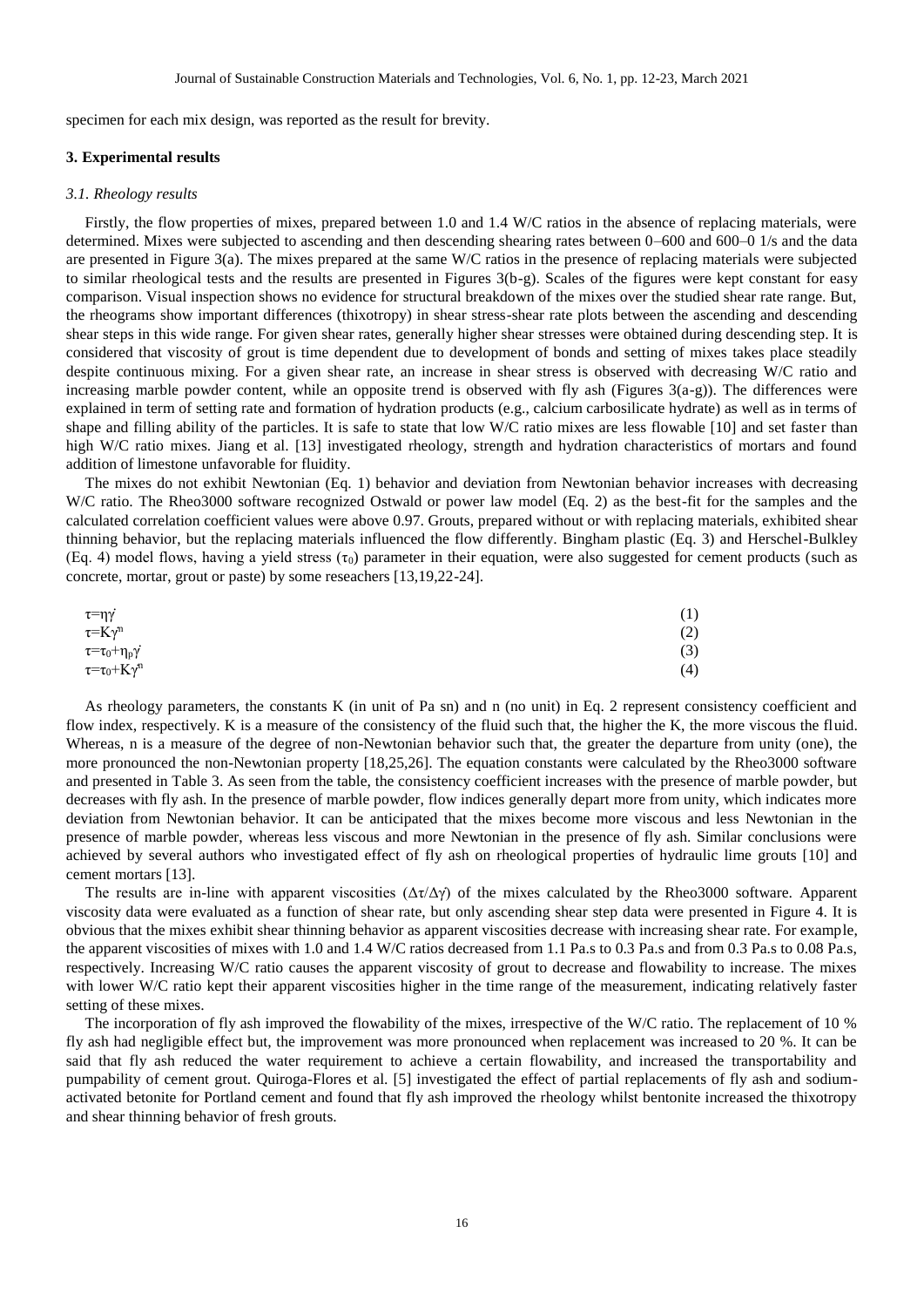specimen for each mix design, was reported as the result for brevity.

## 3. Experimental results

### *3.1. Rheology results*

Firstly, the flow properties of mixes, prepared between 1.0 and 1.4 W/C ratios in the absence of replacing materials, were determined. Mixes were subjected to ascending and then descending shearing rates between 0–600 and 600–0 1/s and the data are presented in Figure 3(a). The mixes prepared at the same W/C ratios in the presence of replacing materials were subjected to similar rheological tests and the results are presented in Figures 3(b-g). Scales of the figures were kept constant for easy comparison. Visual inspection shows no evidence for structural breakdown of the mixes over the studied shear rate range. But, the rheograms show important differences (thixotropy) in shear stress-shear rate plots between the ascending and descending shear steps in this wide range. For given shear rates, generally higher shear stresses were obtained during descending step. It is considered that viscosity of grout is time dependent due to development of bonds and setting of mixes takes place steadily despite continuous mixing. For a given shear rate, an increase in shear stress is observed with decreasing W/C ratio and increasing marble powder content, while an opposite trend is observed with fly ash (Figures 3(a-g)). The differences were explained in term of setting rate and formation of hydration products (e.g., calcium carbosilicate hydrate) as well as in terms of shape and filling ability of the particles. It is safe to state that low W/C ratio mixes are less flowable [10] and set faster than high W/C ratio mixes. Jiang et al. [13] investigated rheology, strength and hydration characteristics of mortars and found addition of limestone unfavorable for fluidity.

The mixes do not exhibit Newtonian (Eq. 1) behavior and deviation from Newtonian behavior increases with decreasing W/C ratio. The Rheo3000 software recognized Ostwald or power law model (Eq. 2) as the best-fit for the samples and the calculated correlation coefficient values were above 0.97. Grouts, prepared without or with replacing materials, exhibited shear thinning behavior, but the replacing materials influenced the flow differently. Bingham plastic (Eq. 3) and Herschel-Bulkley (Eq. 4) model flows, having a yield stress ($\tau_0$) parameter in their equation, were also suggested for cement products (such as concrete, mortar, grout or paste) by some reseachers [13,19,22-24].

$$\tau=\eta\dot{\gamma} \tag{1}$$

$$\tau=K\gamma^{n} \tag{2}$$

$$\tau=\tau_0+\eta_p\dot{\gamma} \tag{3}$$

$$\tau=\tau_0+K\gamma^{n} \tag{4}$$

As rheology parameters, the constants K (in unit of Pa sn) and n (no unit) in Eq. 2 represent consistency coefficient and flow index, respectively. K is a measure of the consistency of the fluid such that, the higher the K, the more viscous the fluid. Whereas, n is a measure of the degree of non-Newtonian behavior such that, the greater the departure from unity (one), the more pronounced the non-Newtonian property [18,25,26]. The equation constants were calculated by the Rheo3000 software and presented in Table 3. As seen from the table, the consistency coefficient increases with the presence of marble powder, but decreases with fly ash. In the presence of marble powder, flow indices generally depart more from unity, which indicates more deviation from Newtonian behavior. It can be anticipated that the mixes become more viscous and less Newtonian in the presence of marble powder, whereas less viscous and more Newtonian in the presence of fly ash. Similar conclusions were achieved by several authors who investigated effect of fly ash on rheological properties of hydraulic lime grouts [10] and cement mortars [13].

The results are in-line with apparent viscosities ($\Delta\tau/\Delta\gamma$) of the mixes calculated by the Rheo3000 software. Apparent viscosity data were evaluated as a function of shear rate, but only ascending shear step data were presented in Figure 4. It is obvious that the mixes exhibit shear thinning behavior as apparent viscosities decrease with increasing shear rate. For example, the apparent viscosities of mixes with 1.0 and 1.4 W/C ratios decreased from 1.1 Pa.s to 0.3 Pa.s and from 0.3 Pa.s to 0.08 Pa.s, respectively. Increasing W/C ratio causes the apparent viscosity of grout to decrease and flowability to increase. The mixes with lower W/C ratio kept their apparent viscosities higher in the time range of the measurement, indicating relatively faster setting of these mixes.

The incorporation of fly ash improved the flowability of the mixes, irrespective of the W/C ratio. The replacement of 10 % fly ash had negligible effect but, the improvement was more pronounced when replacement was increased to 20 %. It can be said that fly ash reduced the water requirement to achieve a certain flowability, and increased the transportability and pumpability of cement grout. Quiroga-Flores et al. [5] investigated the effect of partial replacements of fly ash and sodium-activated betonite for Portland cement and found that fly ash improved the rheology whilst bentonite increased the thixotropy and shear thinning behavior of fresh grouts.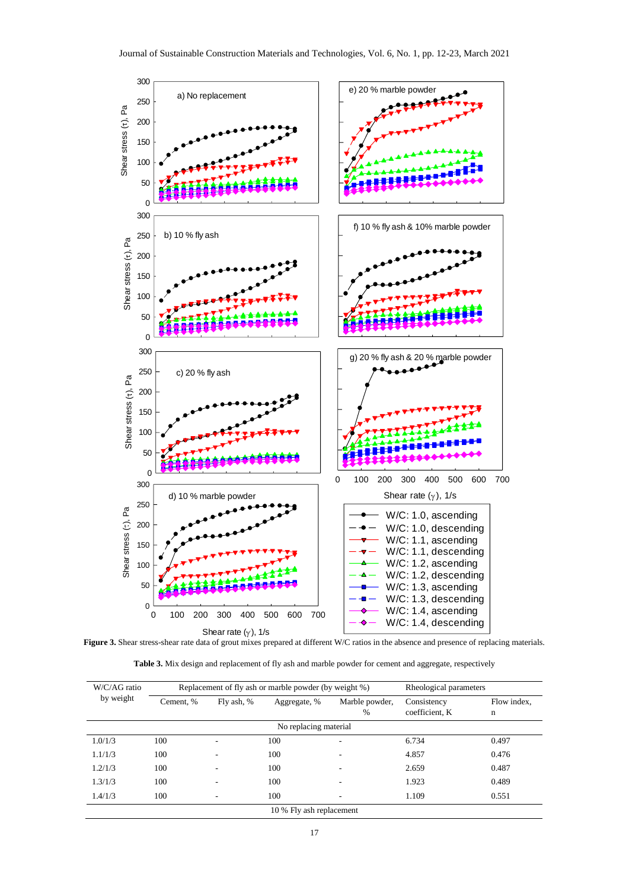**Figure 3.** Shear stress-shear rate data of grout mixes prepared at different W/C ratios in the absence and presence of replacing materials.

**Table 3.** Mix design and replacement of fly ash and marble powder for cement and aggregate, respectively

| W/C/AG ratio by weight | Replacement of fly ash or marble powder (by weight %) | | | | Rheological parameters | |
|---|---|---|---|---|---|---|
| | Cement, % | Fly ash, % | Aggregate, % | Marble powder, % | Consistency coefficient, K | Flow index, n |
| No replacing material | | | | | | |
| 1.0/1/3 | 100 | - | 100 | - | 6.734 | 0.497 |
| 1.1/1/3 | 100 | - | 100 | - | 4.857 | 0.476 |
| 1.2/1/3 | 100 | - | 100 | - | 2.659 | 0.487 |
| 1.3/1/3 | 100 | - | 100 | - | 1.923 | 0.489 |
| 1.4/1/3 | 100 | - | 100 | - | 1.109 | 0.551 |
| 10 % Fly ash replacement | | | | | | |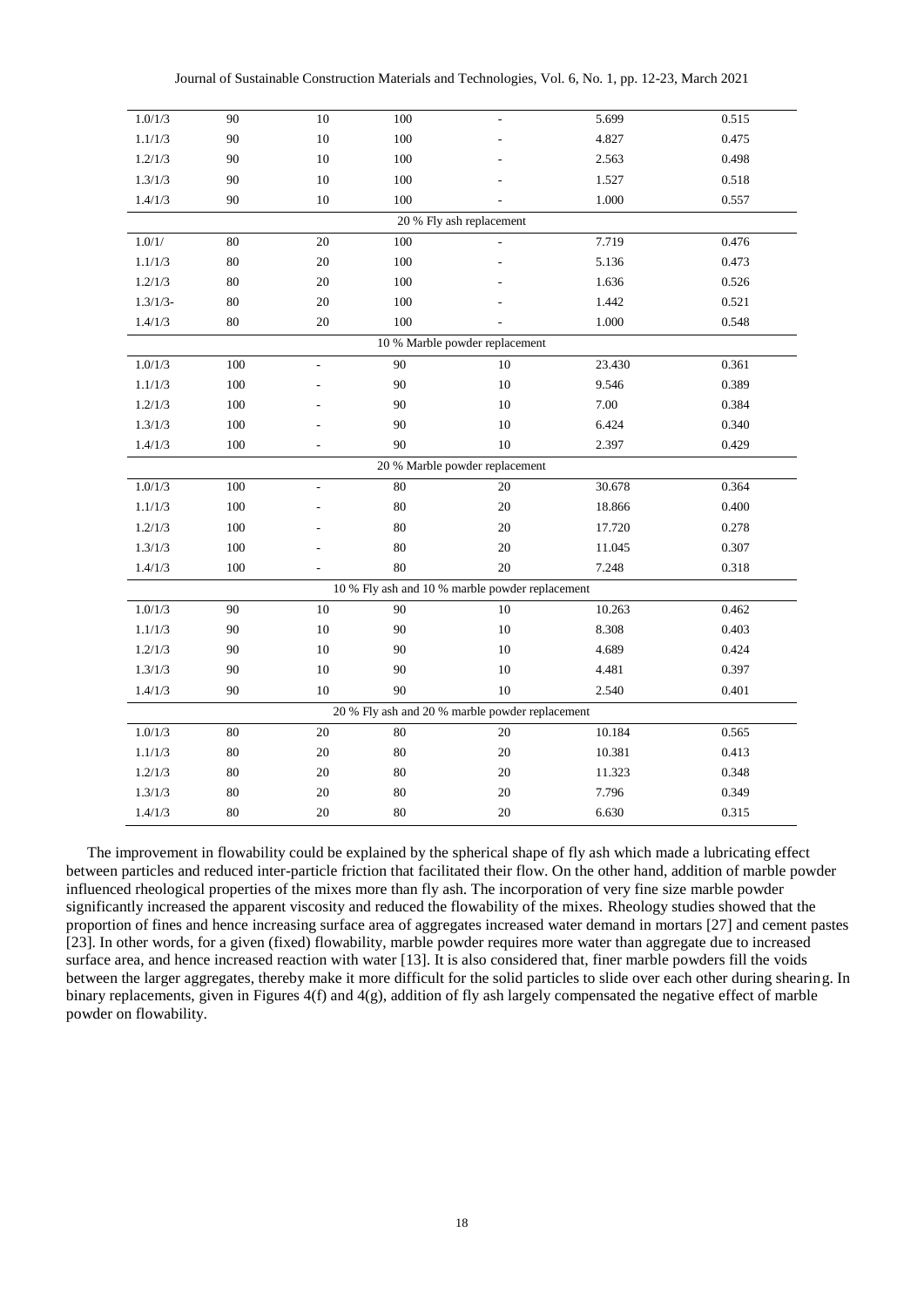| | | | | | | |
|---|---|---|---|---|---|---|
| 1.0/1/3 | 90 | 10 | 100 | - | 5.699 | 0.515 |
| 1.1/1/3 | 90 | 10 | 100 | - | 4.827 | 0.475 |
| 1.2/1/3 | 90 | 10 | 100 | - | 2.563 | 0.498 |
| 1.3/1/3 | 90 | 10 | 100 | - | 1.527 | 0.518 |
| 1.4/1/3 | 90 | 10 | 100 | - | 1.000 | 0.557 |
| 20 % Fly ash replacement | | | | | | |
| 1.0/1/ | 80 | 20 | 100 | - | 7.719 | 0.476 |
| 1.1/1/3 | 80 | 20 | 100 | - | 5.136 | 0.473 |
| 1.2/1/3 | 80 | 20 | 100 | - | 1.636 | 0.526 |
| 1.3/1/3- | 80 | 20 | 100 | - | 1.442 | 0.521 |
| 1.4/1/3 | 80 | 20 | 100 | - | 1.000 | 0.548 |
| 10 % Marble powder replacement | | | | | | |
| 1.0/1/3 | 100 | - | 90 | 10 | 23.430 | 0.361 |
| 1.1/1/3 | 100 | - | 90 | 10 | 9.546 | 0.389 |
| 1.2/1/3 | 100 | - | 90 | 10 | 7.00 | 0.384 |
| 1.3/1/3 | 100 | - | 90 | 10 | 6.424 | 0.340 |
| 1.4/1/3 | 100 | - | 90 | 10 | 2.397 | 0.429 |
| 20 % Marble powder replacement | | | | | | |
| 1.0/1/3 | 100 | - | 80 | 20 | 30.678 | 0.364 |
| 1.1/1/3 | 100 | - | 80 | 20 | 18.866 | 0.400 |
| 1.2/1/3 | 100 | - | 80 | 20 | 17.720 | 0.278 |
| 1.3/1/3 | 100 | - | 80 | 20 | 11.045 | 0.307 |
| 1.4/1/3 | 100 | - | 80 | 20 | 7.248 | 0.318 |
| 10 % Fly ash and 10 % marble powder replacement | | | | | | |
| 1.0/1/3 | 90 | 10 | 90 | 10 | 10.263 | 0.462 |
| 1.1/1/3 | 90 | 10 | 90 | 10 | 8.308 | 0.403 |
| 1.2/1/3 | 90 | 10 | 90 | 10 | 4.689 | 0.424 |
| 1.3/1/3 | 90 | 10 | 90 | 10 | 4.481 | 0.397 |
| 1.4/1/3 | 90 | 10 | 90 | 10 | 2.540 | 0.401 |
| 20 % Fly ash and 20 % marble powder replacement | | | | | | |
| 1.0/1/3 | 80 | 20 | 80 | 20 | 10.184 | 0.565 |
| 1.1/1/3 | 80 | 20 | 80 | 20 | 10.381 | 0.413 |
| 1.2/1/3 | 80 | 20 | 80 | 20 | 11.323 | 0.348 |
| 1.3/1/3 | 80 | 20 | 80 | 20 | 7.796 | 0.349 |
| 1.4/1/3 | 80 | 20 | 80 | 20 | 6.630 | 0.315 |

The improvement in flowability could be explained by the spherical shape of fly ash which made a lubricating effect between particles and reduced inter-particle friction that facilitated their flow. On the other hand, addition of marble powder influenced rheological properties of the mixes more than fly ash. The incorporation of very fine size marble powder significantly increased the apparent viscosity and reduced the flowability of the mixes. Rheology studies showed that the proportion of fines and hence increasing surface area of aggregates increased water demand in mortars [27] and cement pastes [23]. In other words, for a given (fixed) flowability, marble powder requires more water than aggregate due to increased surface area, and hence increased reaction with water [13]. It is also considered that, finer marble powders fill the voids between the larger aggregates, thereby make it more difficult for the solid particles to slide over each other during shearing. In binary replacements, given in Figures 4(f) and 4(g), addition of fly ash largely compensated the negative effect of marble powder on flowability.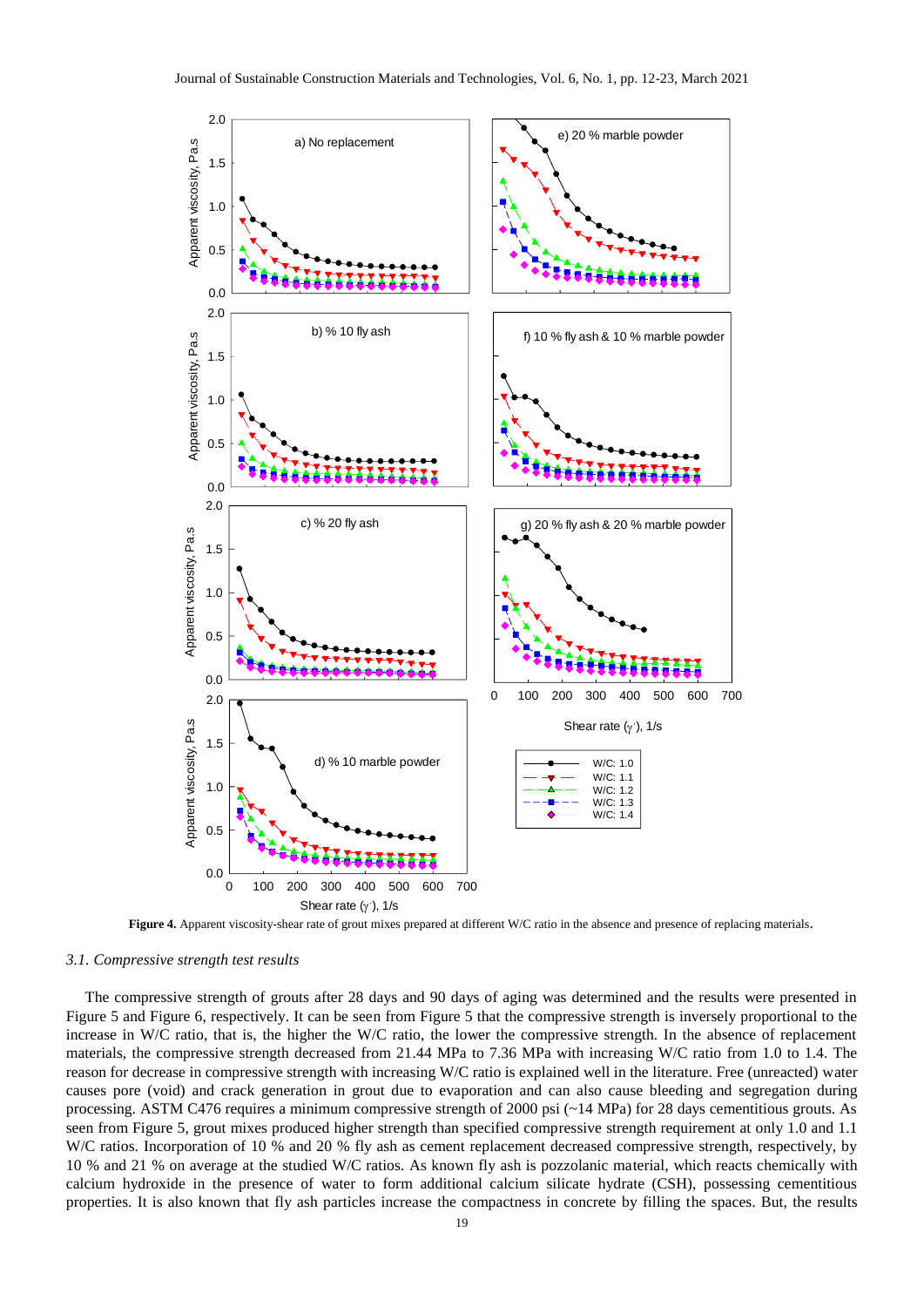**Figure 4.** Apparent viscosity-shear rate of grout mixes prepared at different W/C ratio in the absence and presence of replacing materials.

### *3.1. Compressive strength test results*

The compressive strength of grouts after 28 days and 90 days of aging was determined and the results were presented in Figure 5 and Figure 6, respectively. It can be seen from Figure 5 that the compressive strength is inversely proportional to the increase in W/C ratio, that is, the higher the W/C ratio, the lower the compressive strength. In the absence of replacement materials, the compressive strength decreased from 21.44 MPa to 7.36 MPa with increasing W/C ratio from 1.0 to 1.4. The reason for decrease in compressive strength with increasing W/C ratio is explained well in the literature. Free (unreacted) water causes pore (void) and crack generation in grout due to evaporation and can also cause bleeding and segregation during processing. ASTM C476 requires a minimum compressive strength of 2000 psi (~14 MPa) for 28 days cementitious grouts. As seen from Figure 5, grout mixes produced higher strength than specified compressive strength requirement at only 1.0 and 1.1 W/C ratios. Incorporation of 10 % and 20 % fly ash as cement replacement decreased compressive strength, respectively, by 10 % and 21 % on average at the studied W/C ratios. As known fly ash is pozzolanic material, which reacts chemically with calcium hydroxide in the presence of water to form additional calcium silicate hydrate (CSH), possessing cementitious properties. It is also known that fly ash particles increase the compactness in concrete by filling the spaces. But, the results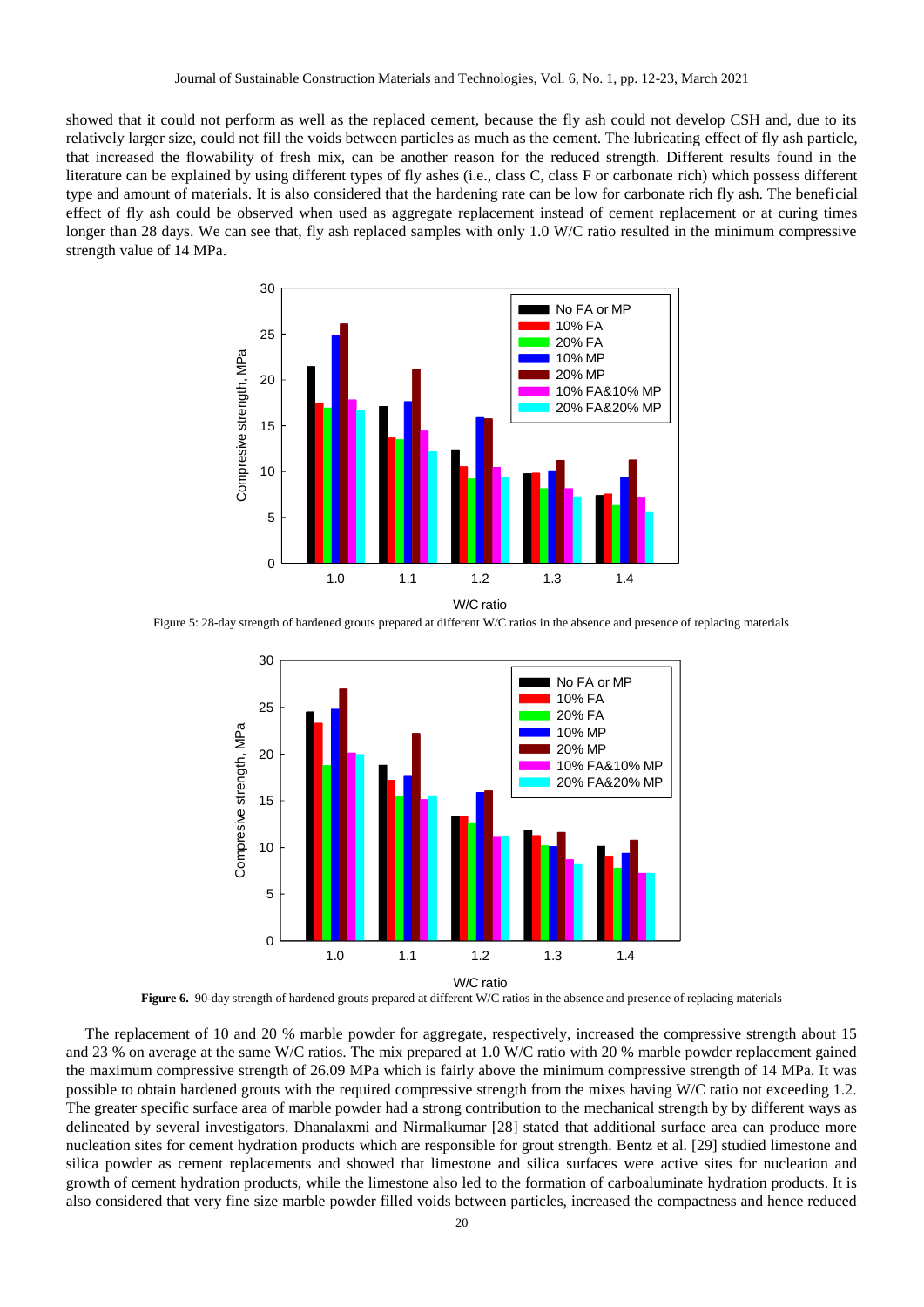showed that it could not perform as well as the replaced cement, because the fly ash could not develop CSH and, due to its relatively larger size, could not fill the voids between particles as much as the cement. The lubricating effect of fly ash particle, that increased the flowability of fresh mix, can be another reason for the reduced strength. Different results found in the literature can be explained by using different types of fly ashes (i.e., class C, class F or carbonate rich) which possess different type and amount of materials. It is also considered that the hardening rate can be low for carbonate rich fly ash. The beneficial effect of fly ash could be observed when used as aggregate replacement instead of cement replacement or at curing times longer than 28 days. We can see that, fly ash replaced samples with only 1.0 W/C ratio resulted in the minimum compressive strength value of 14 MPa.

Figure 5: 28-day strength of hardened grouts prepared at different W/C ratios in the absence and presence of replacing materials

**Figure 6.** 90-day strength of hardened grouts prepared at different W/C ratios in the absence and presence of replacing materials

The replacement of 10 and 20 % marble powder for aggregate, respectively, increased the compressive strength about 15 and 23 % on average at the same W/C ratio. The mix prepared at 1.0 W/C ratio with 20 % marble powder replacement gained the maximum compressive strength of 26.09 MPa which is fairly above the minimum compressive strength of 14 MPa. It was possible to obtain hardened grouts with the required compressive strength from the mixes having W/C ratio not exceeding 1.2. The greater specific surface area of marble powder had a strong contribution to the mechanical strength by by different ways as delineated by several investigators. Dhanalaxmi and Nirmalkumar [28] stated that additional surface area can produce more nucleation sites for cement hydration products which are responsible for grout strength. Bentz et al. [29] studied limestone and silica powder as cement replacements and showed that limestone and silica surfaces were active sites for nucleation and growth of cement hydration products, while the limestone also led to the formation of carboaluminate hydration products. It is also considered that very fine size marble powder filled voids between particles, increased the compactness and hence reduced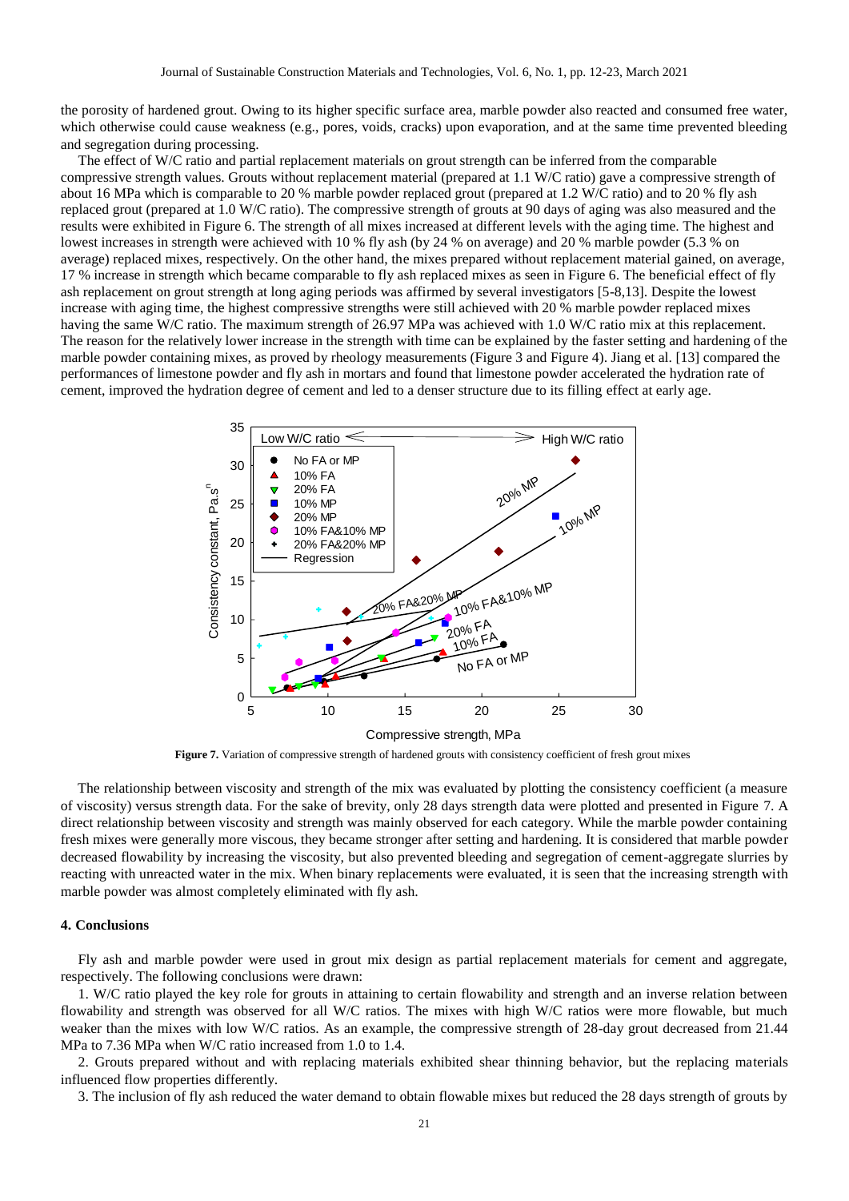the porosity of hardened grout. Owing to its higher specific surface area, marble powder also reacted and consumed free water, which otherwise could cause weakness (e.g., pores, voids, cracks) upon evaporation, and at the same time prevented bleeding and segregation during processing.

The effect of W/C ratio and partial replacement materials on grout strength can be inferred from the comparable compressive strength values. Grouts without replacement material (prepared at 1.1 W/C ratio) gave a compressive strength of about 16 MPa which is comparable to 20 % marble powder replaced grout (prepared at 1.2 W/C ratio) and to 20 % fly ash replaced grout (prepared at 1.0 W/C ratio). The compressive strength of grouts at 90 days of aging was also measured and the results were exhibited in Figure 6. The strength of all mixes increased at different levels with the aging time. The highest and lowest increases in strength were achieved with 10 % fly ash (by 24 % on average) and 20 % marble powder (5.3 % on average) replaced mixes, respectively. On the other hand, the mixes prepared without replacement material gained, on average, 17 % increase in strength which became comparable to fly ash replaced mixes as seen in Figure 6. The beneficial effect of fly ash replacement on grout strength at long aging periods was affirmed by several investigators [5-8,13]. Despite the lowest increase with aging time, the highest compressive strengths were still achieved with 20 % marble powder replaced mixes having the same W/C ratio. The maximum strength of 26.97 MPa was achieved with 1.0 W/C ratio mix at this replacement. The reason for the relatively lower increase in the strength with time can be explained by the faster setting and hardening of the marble powder containing mixes, as proved by rheology measurements (Figure 3 and Figure 4). Jiang et al. [13] compared the performances of limestone powder and fly ash in mortars and found that limestone powder accelerated the hydration rate of cement, improved the hydration degree of cement and led to a denser structure due to its filling effect at early age.

**Figure 7.** Variation of compressive strength of hardened grouts with consistency coefficient of fresh grout mixes

The relationship between viscosity and strength of the mix was evaluated by plotting the consistency coefficient (a measure of viscosity) versus strength data. For the sake of brevity, only 28 days strength data were plotted and presented in Figure 7. A direct relationship between viscosity and strength was mainly observed for each category. While the marble powder containing fresh mixes were generally more viscous, they became stronger after setting and hardening. It is considered that marble powder decreased flowability by increasing the viscosity, but also prevented bleeding and segregation of cement-aggregate slurries by reacting with unreacted water in the mix. When binary replacements were evaluated, it is seen that the increasing strength with marble powder was almost completely eliminated with fly ash.

## 4. Conclusions

Fly ash and marble powder were used in grout mix design as partial replacement materials for cement and aggregate, respectively. The following conclusions were drawn:

1. W/C ratio played the key role for grouts in attaining to certain flowability and strength and an inverse relation between flowability and strength was observed for all W/C ratios. The mixes with high W/C ratios were more flowable, but much weaker than the mixes with low W/C ratios. As an example, the compressive strength of 28-day grout decreased from 21.44 MPa to 7.36 MPa when W/C ratio increased from 1.0 to 1.4.

2. Grouts prepared without and with replacing materials exhibited shear thinning behavior, but the replacing materials influenced flow properties differently.

3. The inclusion of fly ash reduced the water demand to obtain flowable mixes but reduced the 28 days strength of grouts by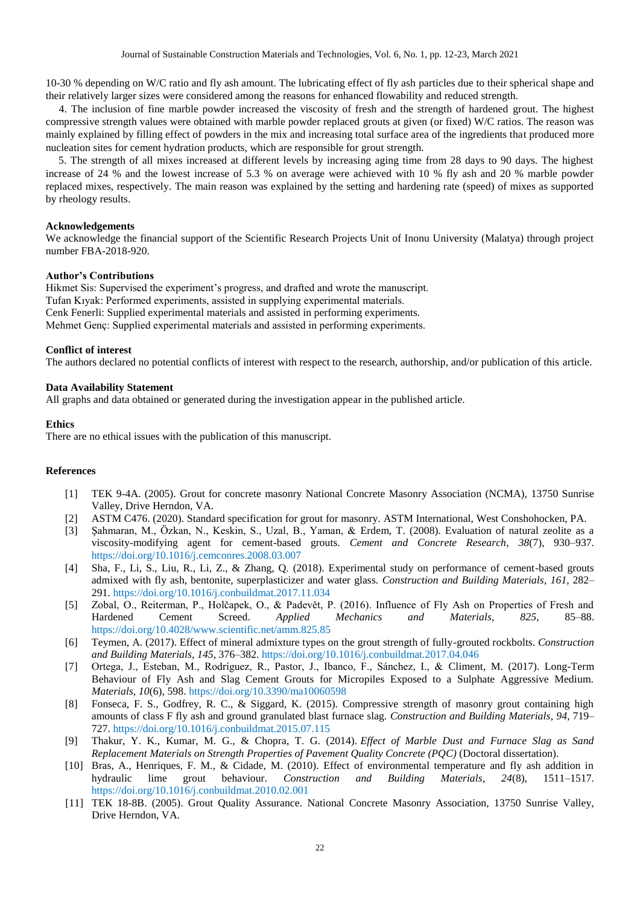10-30 % depending on W/C ratio and fly ash amount. The lubricating effect of fly ash particles due to their spherical shape and their relatively larger sizes were considered among the reasons for enhanced flowability and reduced strength.

4. The inclusion of fine marble powder increased the viscosity of fresh and the strength of hardened grout. The highest compressive strength values were obtained with marble powder replaced grouts at given (or fixed) W/C ratios. The reason was mainly explained by filling effect of powders in the mix and increasing total surface area of the ingredients that produced more nucleation sites for cement hydration products, which are responsible for grout strength.

5. The strength of all mixes increased at different levels by increasing aging time from 28 days to 90 days. The highest increase of 24 % and the lowest increase of 5.3 % on average were achieved with 10 % fly ash and 20 % marble powder replaced mixes, respectively. The main reason was explained by the setting and hardening rate (speed) of mixes as supported by rheology results.

**Acknowledgements**

We acknowledge the financial support of the Scientific Research Projects Unit of Inonu University (Malatya) through project number FBA-2018-920.

**Author's Contributions**

Hikmet Sis: Supervised the experiment's progress, and drafted and wrote the manuscript.
Tufan Kıyak: Performed experiments, assisted in supplying experimental materials.
Cenk Fenerli: Supplied experimental materials and assisted in performing experiments.
Mehmet Genç: Supplied experimental materials and assisted in performing experiments.

**Conflict of interest**

The authors declared no potential conflicts of interest with respect to the research, authorship, and/or publication of this article.

**Data Availability Statement**

All graphs and data obtained or generated during the investigation appear in the published article.

**Ethics**

There are no ethical issues with the publication of this manuscript.

**References**

[1] TEK 9-4A. (2005). Grout for concrete masonry National Concrete Masonry Association (NCMA), 13750 Sunrise Valley, Drive Herndon, VA.

[2] ASTM C476. (2020). Standard specification for grout for masonry. ASTM International, West Conshohocken, PA.

[3] Şahmaran, M., Özkan, N., Keskin, S., Uzal, B., Yaman, & Erdem, T. (2008). Evaluation of natural zeolite as a viscosity-modifying agent for cement-based grouts. *Cement and Concrete Research*, *38*(7), 930–937. https://doi.org/10.1016/j.cemconres.2008.03.007

[4] Sha, F., Li, S., Liu, R., Li, Z., & Zhang, Q. (2018). Experimental study on performance of cement-based grouts admixed with fly ash, bentonite, superplasticizer and water glass. *Construction and Building Materials*, *161*, 282–291. https://doi.org/10.1016/j.conbuildmat.2017.11.034

[5] Zobal, O., Reiterman, P., Holčapek, O., & Padevět, P. (2016). Influence of Fly Ash on Properties of Fresh and Hardened Cement Screed. *Applied Mechanics and Materials*, *825*, 85–88. https://doi.org/10.4028/www.scientific.net/amm.825.85

[6] Teymen, A. (2017). Effect of mineral admixture types on the grout strength of fully-grouted rockbolts. *Construction and Building Materials*, *145*, 376–382. https://doi.org/10.1016/j.conbuildmat.2017.04.046

[7] Ortega, J., Esteban, M., Rodríguez, R., Pastor, J., Ibanco, F., Sánchez, I., & Climent, M. (2017). Long-Term Behaviour of Fly Ash and Slag Cement Grouts for Micropiles Exposed to a Sulphate Aggressive Medium. *Materials*, *10*(6), 598. https://doi.org/10.3390/ma10060598

[8] Fonseca, F. S., Godfrey, R. C., & Siggard, K. (2015). Compressive strength of masonry grout containing high amounts of class F fly ash and ground granulated blast furnace slag. *Construction and Building Materials*, *94*, 719–727. https://doi.org/10.1016/j.conbuildmat.2015.07.115

[9] Thakur, Y. K., Kumar, M. G., & Chopra, T. G. (2014). *Effect of Marble Dust and Furnace Slag as Sand Replacement Materials on Strength Properties of Pavement Quality Concrete (PQC)* (Doctoral dissertation).

[10] Bras, A., Henriques, F. M., & Cidade, M. (2010). Effect of environmental temperature and fly ash addition in hydraulic lime grout behaviour. *Construction and Building Materials*, *24*(8), 1511–1517. https://doi.org/10.1016/j.conbuildmat.2010.02.001

[11] TEK 18-8B. (2005). Grout Quality Assurance. National Concrete Masonry Association, 13750 Sunrise Valley, Drive Herndon, VA.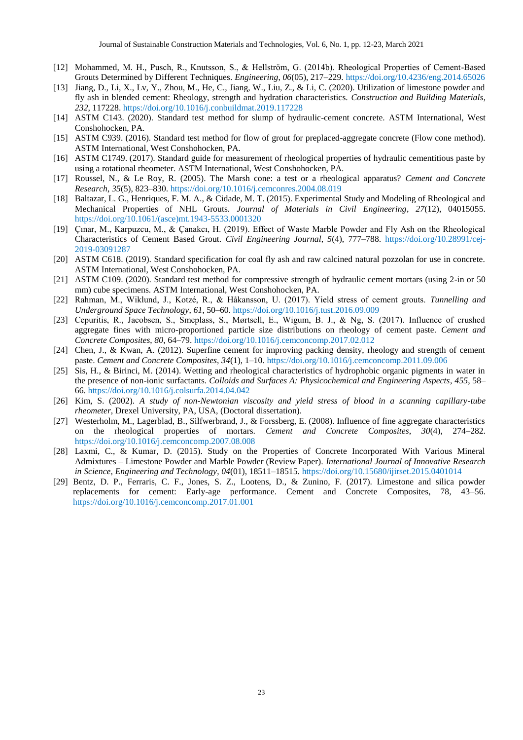[12] Mohammed, M. H., Pusch, R., Knutsson, S., & Hellström, G. (2014b). Rheological Properties of Cement-Based Grouts Determined by Different Techniques. *Engineering*, *06*(05), 217–229. https://doi.org/10.4236/eng.2014.65026

[13] Jiang, D., Li, X., Lv, Y., Zhou, M., He, C., Jiang, W., Liu, Z., & Li, C. (2020). Utilization of limestone powder and fly ash in blended cement: Rheology, strength and hydration characteristics. *Construction and Building Materials*, *232*, 117228. https://doi.org/10.1016/j.conbuildmat.2019.117228

[14] ASTM C143. (2020). Standard test method for slump of hydraulic-cement concrete. ASTM International, West Conshohocken, PA.

[15] ASTM C939. (2016). Standard test method for flow of grout for preplaced-aggregate concrete (Flow cone method). ASTM International, West Conshohocken, PA.

[16] ASTM C1749. (2017). Standard guide for measurement of rheological properties of hydraulic cementitious paste by using a rotational rheometer. ASTM International, West Conshohocken, PA.

[17] Roussel, N., & Le Roy, R. (2005). The Marsh cone: a test or a rheological apparatus? *Cement and Concrete Research*, *35*(5), 823–830. https://doi.org/10.1016/j.cemconres.2004.08.019

[18] Baltazar, L. G., Henriques, F. M. A., & Cidade, M. T. (2015). Experimental Study and Modeling of Rheological and Mechanical Properties of NHL Grouts. *Journal of Materials in Civil Engineering*, *27*(12), 04015055. https://doi.org/10.1061/(asce)mt.1943-5533.0001320

[19] Çınar, M., Karpuzcu, M., & Çanakcı, H. (2019). Effect of Waste Marble Powder and Fly Ash on the Rheological Characteristics of Cement Based Grout. *Civil Engineering Journal*, *5*(4), 777–788. https://doi.org/10.28991/cej-2019-03091287

[20] ASTM C618. (2019). Standard specification for coal fly ash and raw calcined natural pozzolan for use in concrete. ASTM International, West Conshohocken, PA.

[21] ASTM C109. (2020). Standard test method for compressive strength of hydraulic cement mortars (using 2-in or 50 mm) cube specimens. ASTM International, West Conshohocken, PA.

[22] Rahman, M., Wiklund, J., Kotzé, R., & Håkansson, U. (2017). Yield stress of cement grouts. *Tunnelling and Underground Space Technology*, *61*, 50–60. https://doi.org/10.1016/j.tust.2016.09.009

[23] Cepuritis, R., Jacobsen, S., Smeplass, S., Mørtsell, E., Wigum, B. J., & Ng, S. (2017). Influence of crushed aggregate fines with micro-proportioned particle size distributions on rheology of cement paste. *Cement and Concrete Composites*, *80*, 64–79. https://doi.org/10.1016/j.cemconcomp.2017.02.012

[24] Chen, J., & Kwan, A. (2012). Superfine cement for improving packing density, rheology and strength of cement paste. *Cement and Concrete Composites*, *34*(1), 1–10. https://doi.org/10.1016/j.cemconcomp.2011.09.006

[25] Sis, H., & Birinci, M. (2014). Wetting and rheological characteristics of hydrophobic organic pigments in water in the presence of non-ionic surfactants. *Colloids and Surfaces A: Physicochemical and Engineering Aspects*, *455*, 58–66. https://doi.org/10.1016/j.colsurfa.2014.04.042

[26] Kim, S. (2002). *A study of non-Newtonian viscosity and yield stress of blood in a scanning capillary-tube rheometer*, Drexel University, PA, USA, (Doctoral dissertation).

[27] Westerholm, M., Lagerblad, B., Silfwerbrand, J., & Forssberg, E. (2008). Influence of fine aggregate characteristics on the rheological properties of mortars. *Cement and Concrete Composites*, *30*(4), 274–282. https://doi.org/10.1016/j.cemconcomp.2007.08.008

[28] Laxmi, C., & Kumar, D. (2015). Study on the Properties of Concrete Incorporated With Various Mineral Admixtures – Limestone Powder and Marble Powder (Review Paper). *International Journal of Innovative Research in Science, Engineering and Technology*, *04*(01), 18511–18515. https://doi.org/10.15680/ijirset.2015.0401014

[29] Bentz, D. P., Ferraris, C. F., Jones, S. Z., Lootens, D., & Zunino, F. (2017). Limestone and silica powder replacements for cement: Early-age performance. Cement and Concrete Composites, 78, 43–56. https://doi.org/10.1016/j.cemconcomp.2017.01.001